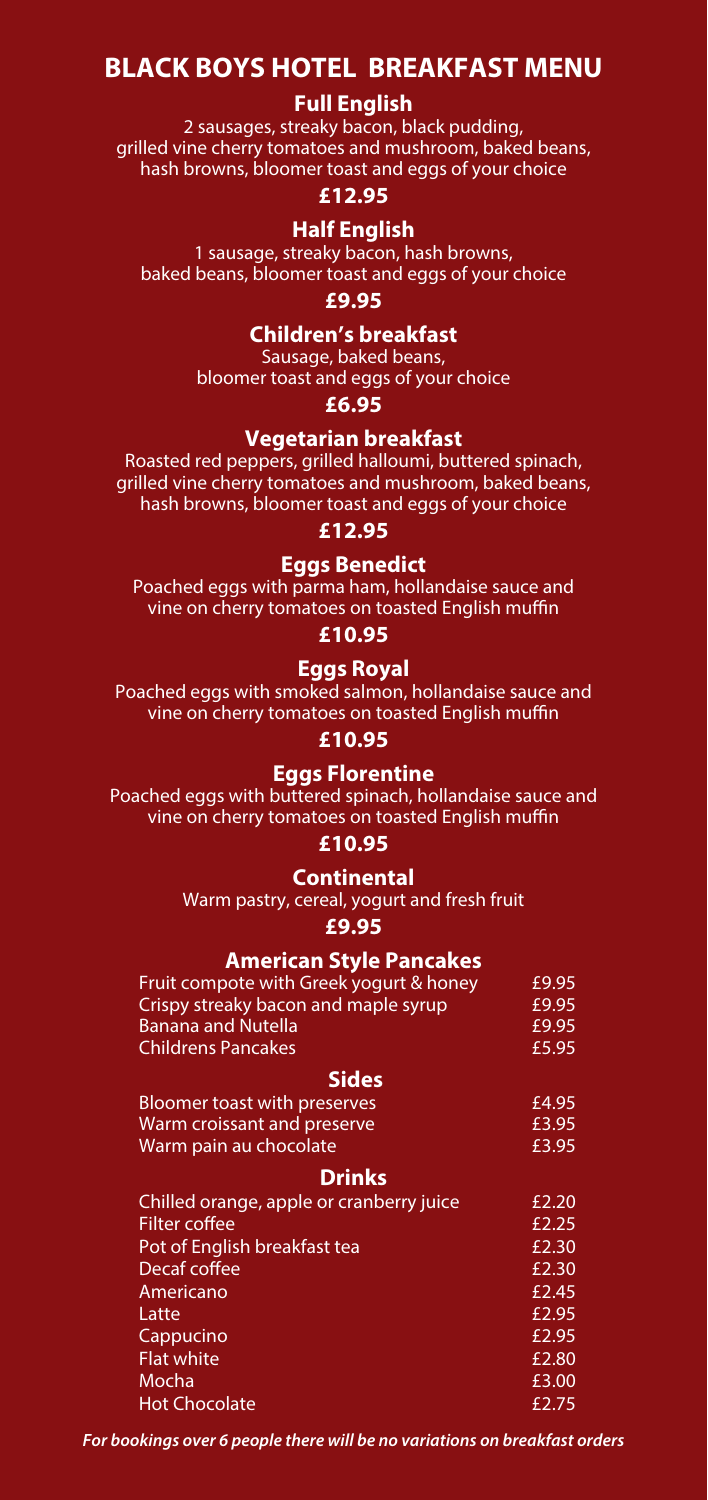# BLACK BOYS HOTEL  BREAKFAST MENU

### Full English

2 sausages, streaky bacon, black pudding,
grilled vine cherry tomatoes and mushroom, baked beans,
hash browns, bloomer toast and eggs of your choice

**£12.95**

### Half English

1 sausage, streaky bacon, hash browns,
baked beans, bloomer toast and eggs of your choice

**£9.95**

### Children's breakfast

Sausage, baked beans,
bloomer toast and eggs of your choice

**£6.95**

### Vegetarian breakfast

Roasted red peppers, grilled halloumi, buttered spinach,
grilled vine cherry tomatoes and mushroom, baked beans,
hash browns, bloomer toast and eggs of your choice

**£12.95**

### Eggs Benedict

Poached eggs with parma ham, hollandaise sauce and
vine on cherry tomatoes on toasted English muffin

**£10.95**

### Eggs Royal

Poached eggs with smoked salmon, hollandaise sauce and
vine on cherry tomatoes on toasted English muffin

**£10.95**

### Eggs Florentine

Poached eggs with buttered spinach, hollandaise sauce and
vine on cherry tomatoes on toasted English muffin

**£10.95**

### Continental

Warm pastry, cereal, yogurt and fresh fruit

**£9.95**

### American Style Pancakes

| | |
|---|---|
| Fruit compote with Greek yogurt & honey | £9.95 |
| Crispy streaky bacon and maple syrup | £9.95 |
| Banana and Nutella | £9.95 |
| Childrens Pancakes | £5.95 |

### Sides

| | |
|---|---|
| Bloomer toast with preserves | £4.95 |
| Warm croissant and preserve | £3.95 |
| Warm pain au chocolate | £3.95 |

### Drinks

| | |
|---|---|
| Chilled orange, apple or cranberry juice | £2.20 |
| Filter coffee | £2.25 |
| Pot of English breakfast tea | £2.30 |
| Decaf coffee | £2.30 |
| Americano | £2.45 |
| Latte | £2.95 |
| Cappucino | £2.95 |
| Flat white | £2.80 |
| Mocha | £3.00 |
| Hot Chocolate | £2.75 |

***For bookings over 6 people there will be no variations on breakfast orders***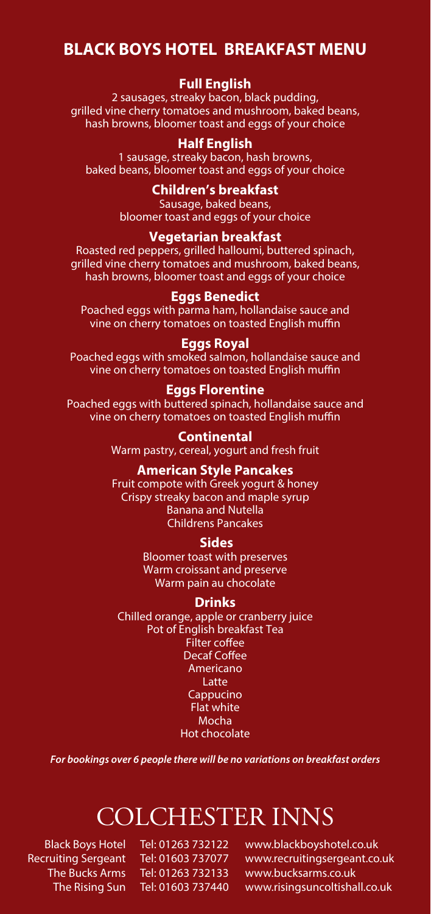# BLACK BOYS HOTEL BREAKFAST MENU

### Full English

2 sausages, streaky bacon, black pudding, grilled vine cherry tomatoes and mushroom, baked beans, hash browns, bloomer toast and eggs of your choice

### Half English

1 sausage, streaky bacon, hash browns, baked beans, bloomer toast and eggs of your choice

### Children's breakfast

Sausage, baked beans, bloomer toast and eggs of your choice

### Vegetarian breakfast

Roasted red peppers, grilled halloumi, buttered spinach, grilled vine cherry tomatoes and mushroom, baked beans, hash browns, bloomer toast and eggs of your choice

### Eggs Benedict

Poached eggs with parma ham, hollandaise sauce and vine on cherry tomatoes on toasted English muffin

### Eggs Royal

Poached eggs with smoked salmon, hollandaise sauce and vine on cherry tomatoes on toasted English muffin

### Eggs Florentine

Poached eggs with buttered spinach, hollandaise sauce and vine on cherry tomatoes on toasted English muffin

### Continental

Warm pastry, cereal, yogurt and fresh fruit

### American Style Pancakes

Fruit compote with Greek yogurt & honey
Crispy streaky bacon and maple syrup
Banana and Nutella
Childrens Pancakes

### Sides

Bloomer toast with preserves
Warm croissant and preserve
Warm pain au chocolate

### Drinks

Chilled orange, apple or cranberry juice
Pot of English breakfast Tea
Filter coffee
Decaf Coffee
Americano
Latte
Cappucino
Flat white
Mocha
Hot chocolate

***For bookings over 6 people there will be no variations on breakfast orders***

# COLCHESTER INNS

| | | |
|---|---|---|
| Black Boys Hotel | Tel: 01263 732122 | www.blackboyshotel.co.uk |
| Recruiting Sergeant | Tel: 01603 737077 | www.recruitingsergeant.co.uk |
| The Bucks Arms | Tel: 01263 732133 | www.bucksarms.co.uk |
| The Rising Sun | Tel: 01603 737440 | www.risingsuncoltishall.co.uk |